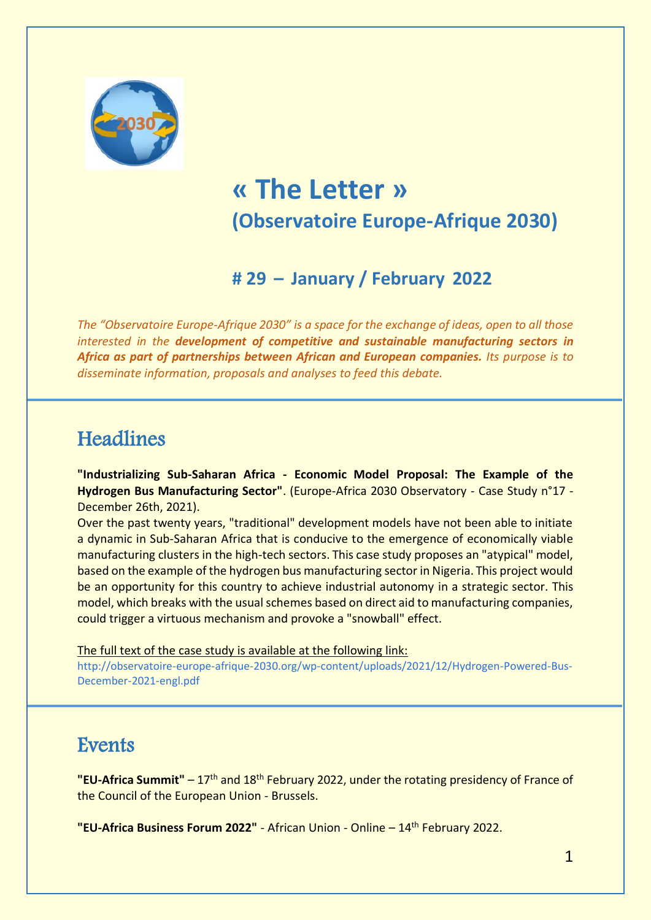# « The Letter »

## (Observatoire Europe-Afrique 2030)

## # 29 – January / February 2022

*The "Observatoire Europe-Afrique 2030" is a space for the exchange of ideas, open to all those interested in the* ***development of competitive and sustainable manufacturing sectors in Africa as part of partnerships between African and European companies.*** *Its purpose is to disseminate information, proposals and analyses to feed this debate.*

## Headlines

**"Industrializing Sub-Saharan Africa - Economic Model Proposal: The Example of the Hydrogen Bus Manufacturing Sector"**. (Europe-Africa 2030 Observatory - Case Study n°17 - December 26th, 2021).

Over the past twenty years, "traditional" development models have not been able to initiate a dynamic in Sub-Saharan Africa that is conducive to the emergence of economically viable manufacturing clusters in the high-tech sectors. This case study proposes an "atypical" model, based on the example of the hydrogen bus manufacturing sector in Nigeria. This project would be an opportunity for this country to achieve industrial autonomy in a strategic sector. This model, which breaks with the usual schemes based on direct aid to manufacturing companies, could trigger a virtuous mechanism and provoke a "snowball" effect.

The full text of the case study is available at the following link:
http://observatoire-europe-afrique-2030.org/wp-content/uploads/2021/12/Hydrogen-Powered-Bus-December-2021-engl.pdf

## Events

**"EU-Africa Summit"** – 17th and 18th February 2022, under the rotating presidency of France of the Council of the European Union - Brussels.

**"EU-Africa Business Forum 2022"** - African Union - Online – 14th February 2022.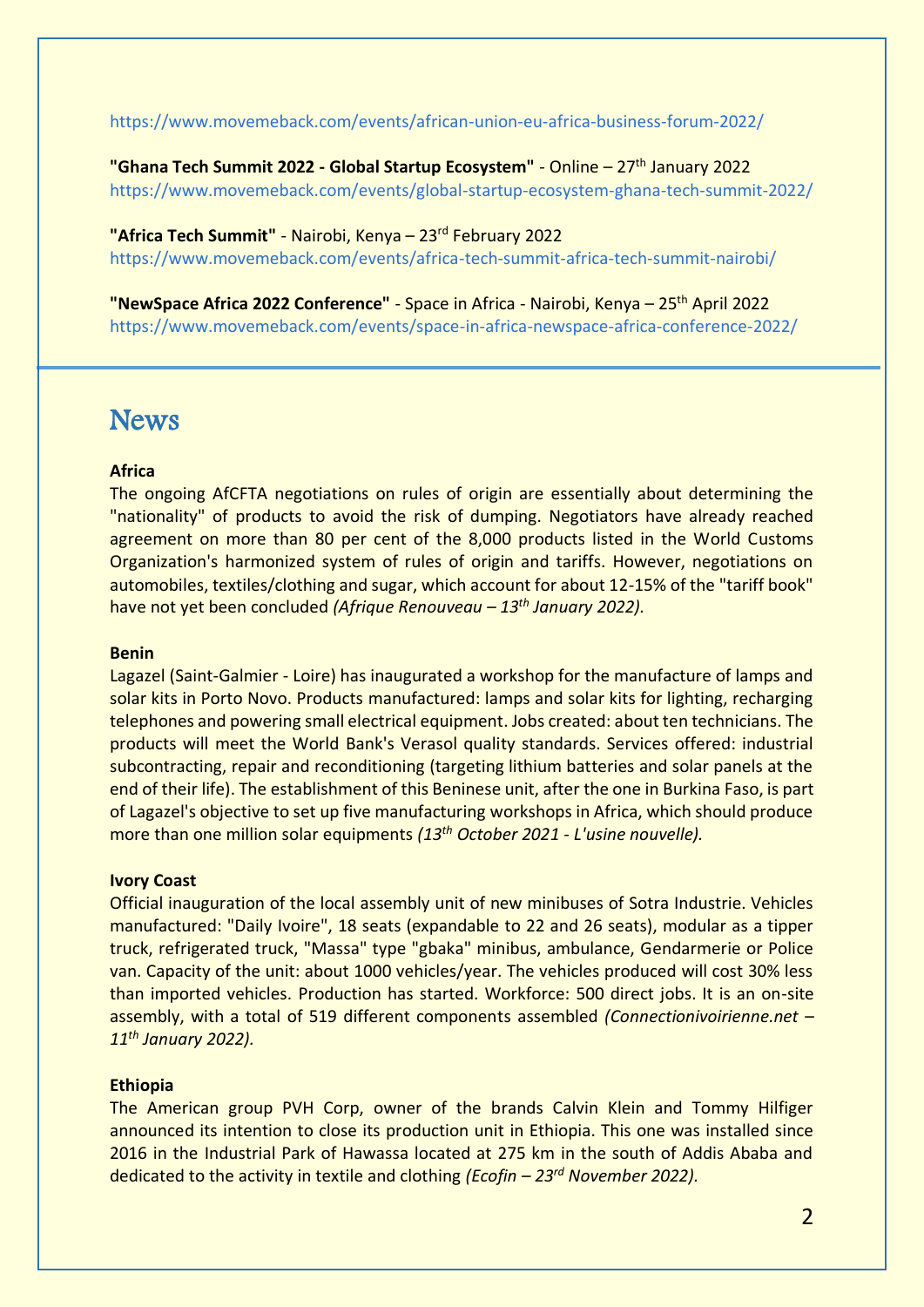https://www.movemeback.com/events/african-union-eu-africa-business-forum-2022/

**"Ghana Tech Summit 2022 - Global Startup Ecosystem"** - Online – 27th January 2022
https://www.movemeback.com/events/global-startup-ecosystem-ghana-tech-summit-2022/

**"Africa Tech Summit"** - Nairobi, Kenya – 23rd February 2022
https://www.movemeback.com/events/africa-tech-summit-africa-tech-summit-nairobi/

**"NewSpace Africa 2022 Conference"** - Space in Africa - Nairobi, Kenya – 25th April 2022
https://www.movemeback.com/events/space-in-africa-newspace-africa-conference-2022/

# News

**Africa**

The ongoing AfCFTA negotiations on rules of origin are essentially about determining the "nationality" of products to avoid the risk of dumping. Negotiators have already reached agreement on more than 80 per cent of the 8,000 products listed in the World Customs Organization's harmonized system of rules of origin and tariffs. However, negotiations on automobiles, textiles/clothing and sugar, which account for about 12-15% of the "tariff book" have not yet been concluded *(Afrique Renouveau – 13th January 2022).*

**Benin**

Lagazel (Saint-Galmier - Loire) has inaugurated a workshop for the manufacture of lamps and solar kits in Porto Novo. Products manufactured: lamps and solar kits for lighting, recharging telephones and powering small electrical equipment. Jobs created: about ten technicians. The products will meet the World Bank's Verasol quality standards. Services offered: industrial subcontracting, repair and reconditioning (targeting lithium batteries and solar panels at the end of their life). The establishment of this Beninese unit, after the one in Burkina Faso, is part of Lagazel's objective to set up five manufacturing workshops in Africa, which should produce more than one million solar equipments *(13th October 2021 - L'usine nouvelle).*

**Ivory Coast**

Official inauguration of the local assembly unit of new minibuses of Sotra Industrie. Vehicles manufactured: "Daily Ivoire", 18 seats (expandable to 22 and 26 seats), modular as a tipper truck, refrigerated truck, "Massa" type "gbaka" minibus, ambulance, Gendarmerie or Police van. Capacity of the unit: about 1000 vehicles/year. The vehicles produced will cost 30% less than imported vehicles. Production has started. Workforce: 500 direct jobs. It is an on-site assembly, with a total of 519 different components assembled *(Connectionivoirienne.net – 11th January 2022).*

**Ethiopia**

The American group PVH Corp, owner of the brands Calvin Klein and Tommy Hilfiger announced its intention to close its production unit in Ethiopia. This one was installed since 2016 in the Industrial Park of Hawassa located at 275 km in the south of Addis Ababa and dedicated to the activity in textile and clothing *(Ecofin – 23rd November 2022).*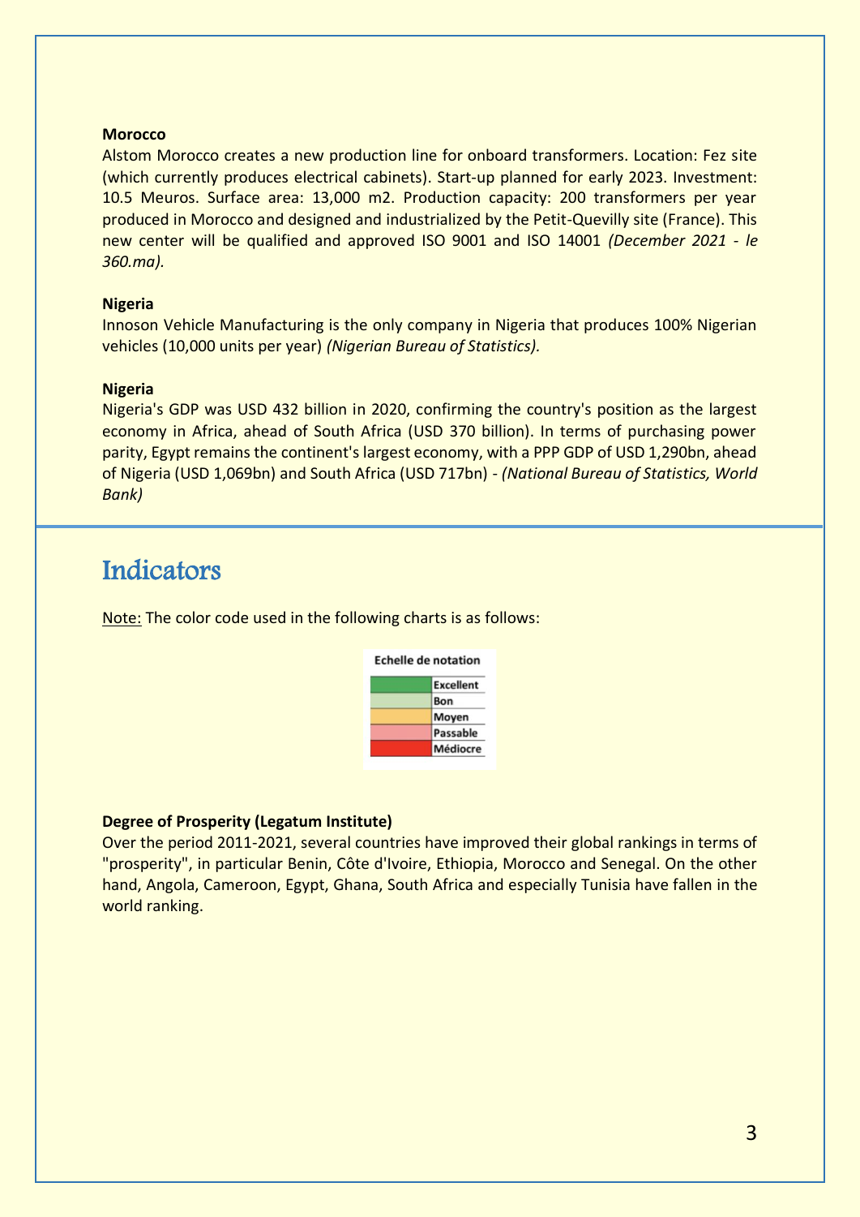**Morocco**

Alstom Morocco creates a new production line for onboard transformers. Location: Fez site (which currently produces electrical cabinets). Start-up planned for early 2023. Investment: 10.5 Meuros. Surface area: 13,000 m2. Production capacity: 200 transformers per year produced in Morocco and designed and industrialized by the Petit-Quevilly site (France). This new center will be qualified and approved ISO 9001 and ISO 14001 *(December 2021 - le 360.ma).*

**Nigeria**

Innoson Vehicle Manufacturing is the only company in Nigeria that produces 100% Nigerian vehicles (10,000 units per year) *(Nigerian Bureau of Statistics).*

**Nigeria**

Nigeria's GDP was USD 432 billion in 2020, confirming the country's position as the largest economy in Africa, ahead of South Africa (USD 370 billion). In terms of purchasing power parity, Egypt remains the continent's largest economy, with a PPP GDP of USD 1,290bn, ahead of Nigeria (USD 1,069bn) and South Africa (USD 717bn) - *(National Bureau of Statistics, World Bank)*

# Indicators

Note: The color code used in the following charts is as follows:

| Echelle de notation |
| --- |
| Excellent |
| Bon |
| Moyen |
| Passable |
| Médiocre |

**Degree of Prosperity (Legatum Institute)**

Over the period 2011-2021, several countries have improved their global rankings in terms of "prosperity", in particular Benin, Côte d'Ivoire, Ethiopia, Morocco and Senegal. On the other hand, Angola, Cameroon, Egypt, Ghana, South Africa and especially Tunisia have fallen in the world ranking.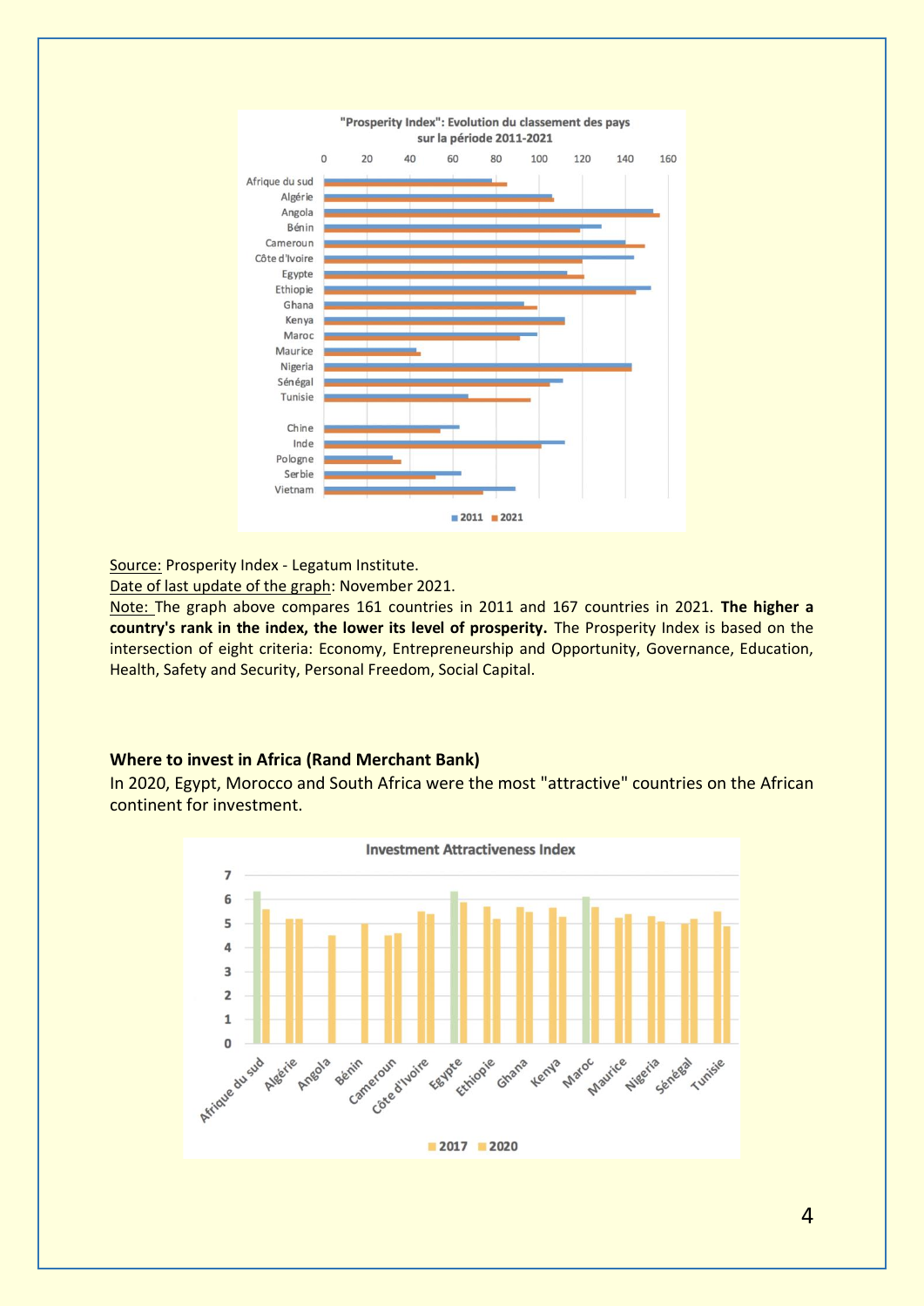Source: Prosperity Index - Legatum Institute.
Date of last update of the graph: November 2021.
Note: The graph above compares 161 countries in 2011 and 167 countries in 2021. **The higher a country's rank in the index, the lower its level of prosperity.** The Prosperity Index is based on the intersection of eight criteria: Economy, Entrepreneurship and Opportunity, Governance, Education, Health, Safety and Security, Personal Freedom, Social Capital.

**Where to invest in Africa (Rand Merchant Bank)**
In 2020, Egypt, Morocco and South Africa were the most "attractive" countries on the African continent for investment.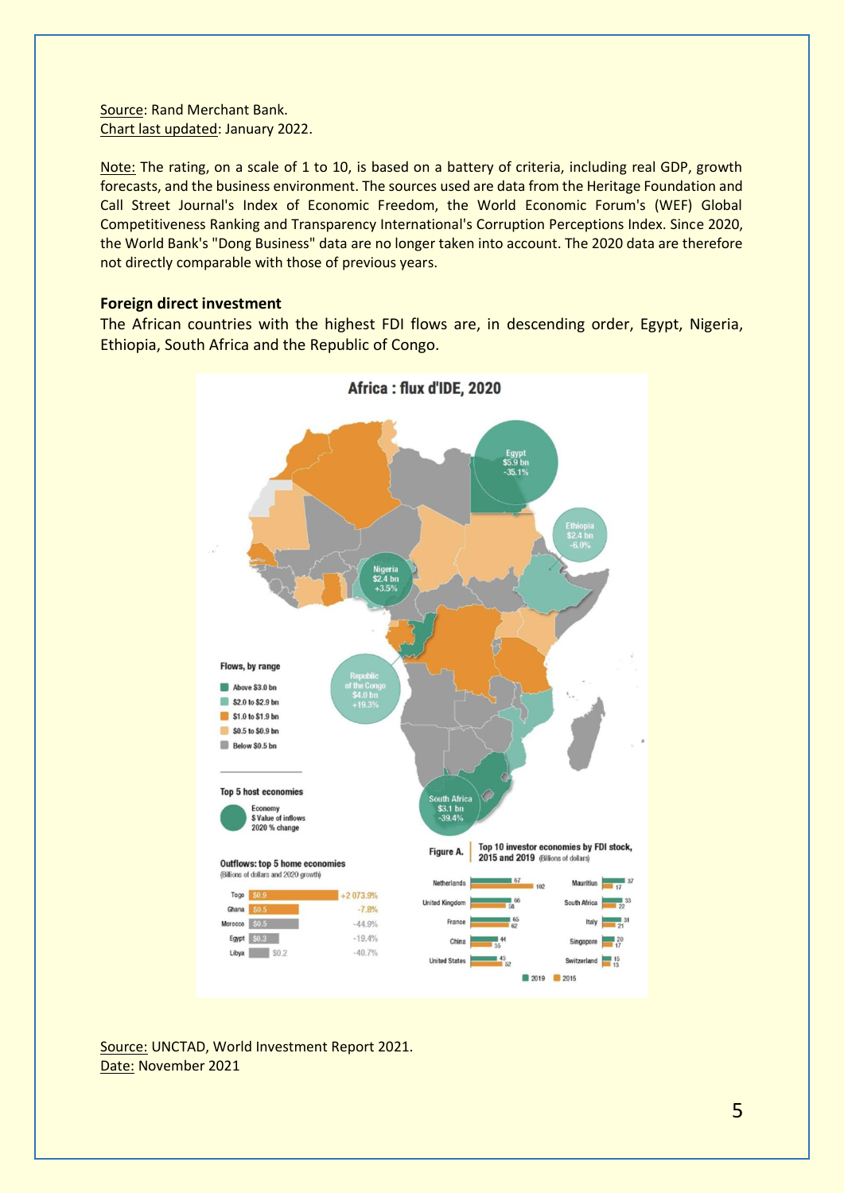Source: Rand Merchant Bank.
Chart last updated: January 2022.

Note: The rating, on a scale of 1 to 10, is based on a battery of criteria, including real GDP, growth forecasts, and the business environment. The sources used are data from the Heritage Foundation and Call Street Journal's Index of Economic Freedom, the World Economic Forum's (WEF) Global Competitiveness Ranking and Transparency International's Corruption Perceptions Index. Since 2020, the World Bank's "Dong Business" data are no longer taken into account. The 2020 data are therefore not directly comparable with those of previous years.

**Foreign direct investment**

The African countries with the highest FDI flows are, in descending order, Egypt, Nigeria, Ethiopia, South Africa and the Republic of Congo.

**Africa : flux d'IDE, 2020**

Flows, by range

- Above $3.0 bn
- $2.0 to $2.9 bn
- $1.0 to $1.9 bn
- $0.5 to $0.9 bn
- Below $0.5 bn

Top 5 host economies (Economy, $ Value of inflows, 2020 % change)

| Economy | Value of inflows | 2020 % change |
|---|---|---|
| Egypt | $5.9 bn | -35.1% |
| Republic of the Congo | $4.0 bn | +19.3% |
| South Africa | $3.1 bn | -39.4% |
| Nigeria | $2.4 bn | +3.5% |
| Ethiopia | $2.4 bn | -6.0% |

Outflows: top 5 home economies (Billions of dollars and 2020 growth)

| Economy | Outflows | 2020 growth |
|---|---|---|
| Togo | $0.9 | +2 073.9% |
| Ghana | $0.5 | -7.8% |
| Morocco | $0.5 | -44.9% |
| Egypt | $0.3 | -19.4% |
| Libya | $0.2 | -40.7% |

Figure A. Top 10 investor economies by FDI stock, 2015 and 2019 (Billions of dollars)

| Economy | 2019 | 2015 |
|---|---|---|
| Netherlands | 67 | 102 |
| United Kingdom | 66 | 58 |
| France | 65 | 62 |
| China | 44 | 35 |
| United States | 43 | 52 |
| Mauritius | 37 | 17 |
| South Africa | 33 | 22 |
| Italy | 31 | 21 |
| Singapore | 20 | 17 |
| Switzerland | 15 | 13 |

Source: UNCTAD, World Investment Report 2021.
Date: November 2021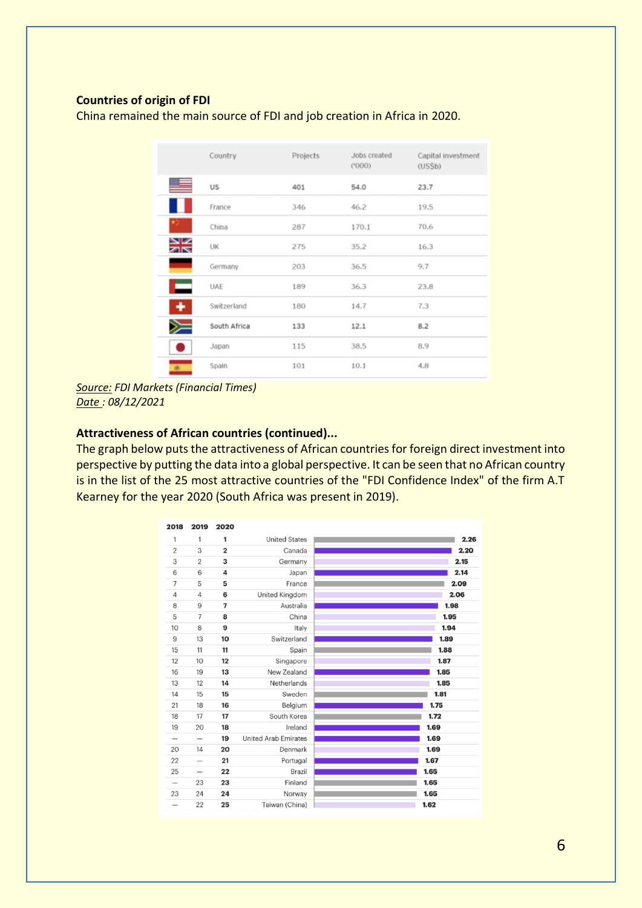**Countries of origin of FDI**

China remained the main source of FDI and job creation in Africa in 2020.

| Country | Projects | Jobs created ('000) | Capital investment (US$b) |
|---|---|---|---|
| US | 401 | 54.0 | 23.7 |
| France | 346 | 46.2 | 19.5 |
| China | 287 | 170.1 | 70.6 |
| UK | 275 | 35.2 | 16.3 |
| Germany | 203 | 36.5 | 9.7 |
| UAE | 189 | 36.3 | 23.8 |
| Switzerland | 180 | 14.7 | 7.3 |
| South Africa | 133 | 12.1 | 8.2 |
| Japan | 115 | 38.5 | 8.9 |
| Spain | 101 | 10.1 | 4.8 |

*Source: FDI Markets (Financial Times)*
*Date : 08/12/2021*

**Attractiveness of African countries (continued)...**

The graph below puts the attractiveness of African countries for foreign direct investment into perspective by putting the data into a global perspective. It can be seen that no African country is in the list of the 25 most attractive countries of the "FDI Confidence Index" of the firm A.T Kearney for the year 2020 (South Africa was present in 2019).

| 2018 | 2019 | 2020 | Country | Score |
|---|---|---|---|---|
| 1 | 1 | 1 | United States | 2.26 |
| 2 | 3 | 2 | Canada | 2.20 |
| 3 | 2 | 3 | Germany | 2.15 |
| 6 | 6 | 4 | Japan | 2.14 |
| 7 | 5 | 5 | France | 2.09 |
| 4 | 4 | 6 | United Kingdom | 2.06 |
| 8 | 9 | 7 | Australia | 1.98 |
| 5 | 7 | 8 | China | 1.95 |
| 10 | 8 | 9 | Italy | 1.94 |
| 9 | 13 | 10 | Switzerland | 1.89 |
| 15 | 11 | 11 | Spain | 1.88 |
| 12 | 10 | 12 | Singapore | 1.87 |
| 16 | 19 | 13 | New Zealand | 1.85 |
| 13 | 12 | 14 | Netherlands | 1.85 |
| 14 | 15 | 15 | Sweden | 1.81 |
| 21 | 18 | 16 | Belgium | 1.75 |
| 18 | 17 | 17 | South Korea | 1.72 |
| 19 | 20 | 18 | Ireland | 1.69 |
| — | — | 19 | United Arab Emirates | 1.69 |
| 20 | 14 | 20 | Denmark | 1.69 |
| 22 | — | 21 | Portugal | 1.67 |
| 25 | — | 22 | Brazil | 1.65 |
| — | 23 | 23 | Finland | 1.65 |
| 23 | 24 | 24 | Norway | 1.65 |
| — | 22 | 25 | Taiwan (China) | 1.62 |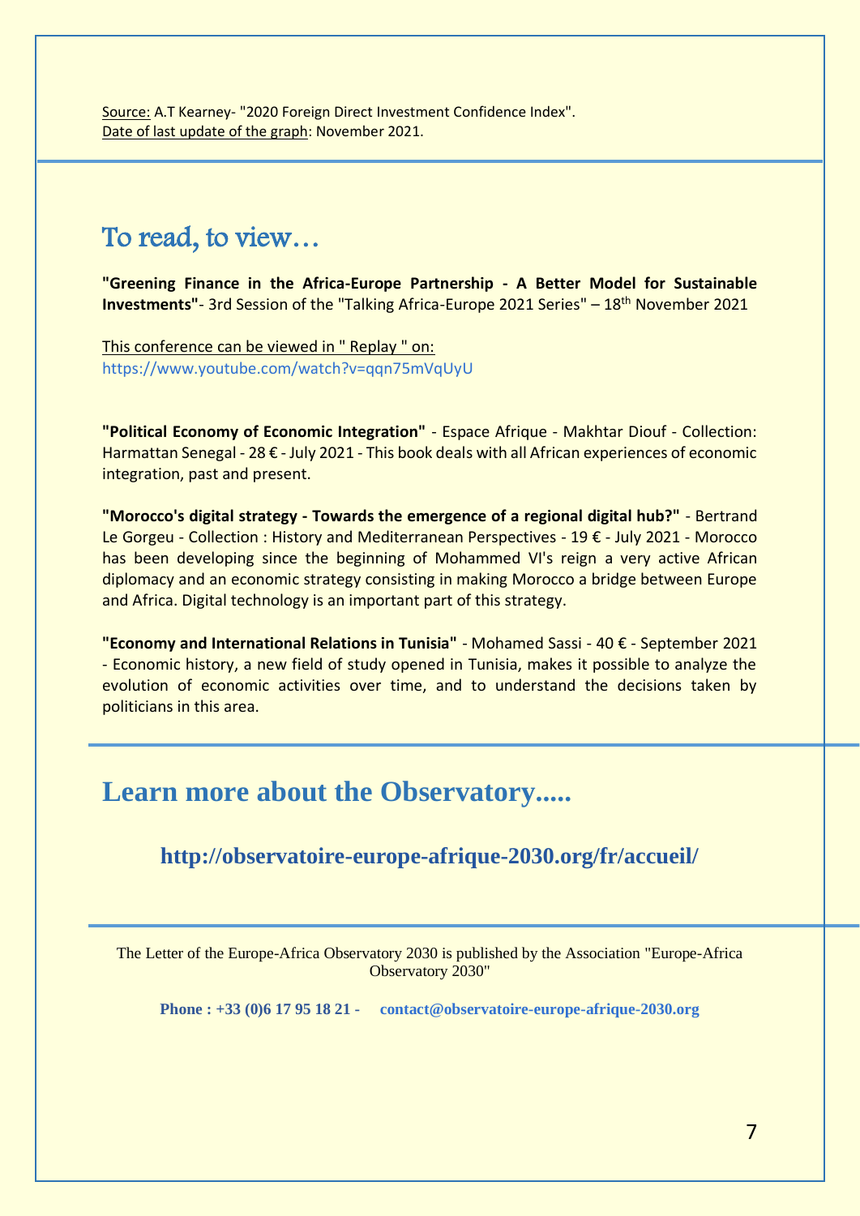Source: A.T Kearney- "2020 Foreign Direct Investment Confidence Index".
Date of last update of the graph: November 2021.

## To read, to view…

**"Greening Finance in the Africa-Europe Partnership - A Better Model for Sustainable Investments"**- 3rd Session of the "Talking Africa-Europe 2021 Series" – 18th November 2021

This conference can be viewed in " Replay " on:
https://www.youtube.com/watch?v=qqn75mVqUyU

**"Political Economy of Economic Integration"** - Espace Afrique - Makhtar Diouf - Collection: Harmattan Senegal - 28 € - July 2021 - This book deals with all African experiences of economic integration, past and present.

**"Morocco's digital strategy - Towards the emergence of a regional digital hub?"** - Bertrand Le Gorgeu - Collection : History and Mediterranean Perspectives - 19 € - July 2021 - Morocco has been developing since the beginning of Mohammed VI's reign a very active African diplomacy and an economic strategy consisting in making Morocco a bridge between Europe and Africa. Digital technology is an important part of this strategy.

**"Economy and International Relations in Tunisia"** - Mohamed Sassi - 40 € - September 2021 - Economic history, a new field of study opened in Tunisia, makes it possible to analyze the evolution of economic activities over time, and to understand the decisions taken by politicians in this area.

## Learn more about the Observatory.....

**http://observatoire-europe-afrique-2030.org/fr/accueil/**

The Letter of the Europe-Africa Observatory 2030 is published by the Association "Europe-Africa Observatory 2030"

**Phone : +33 (0)6 17 95 18 21 - contact@observatoire-europe-afrique-2030.org**